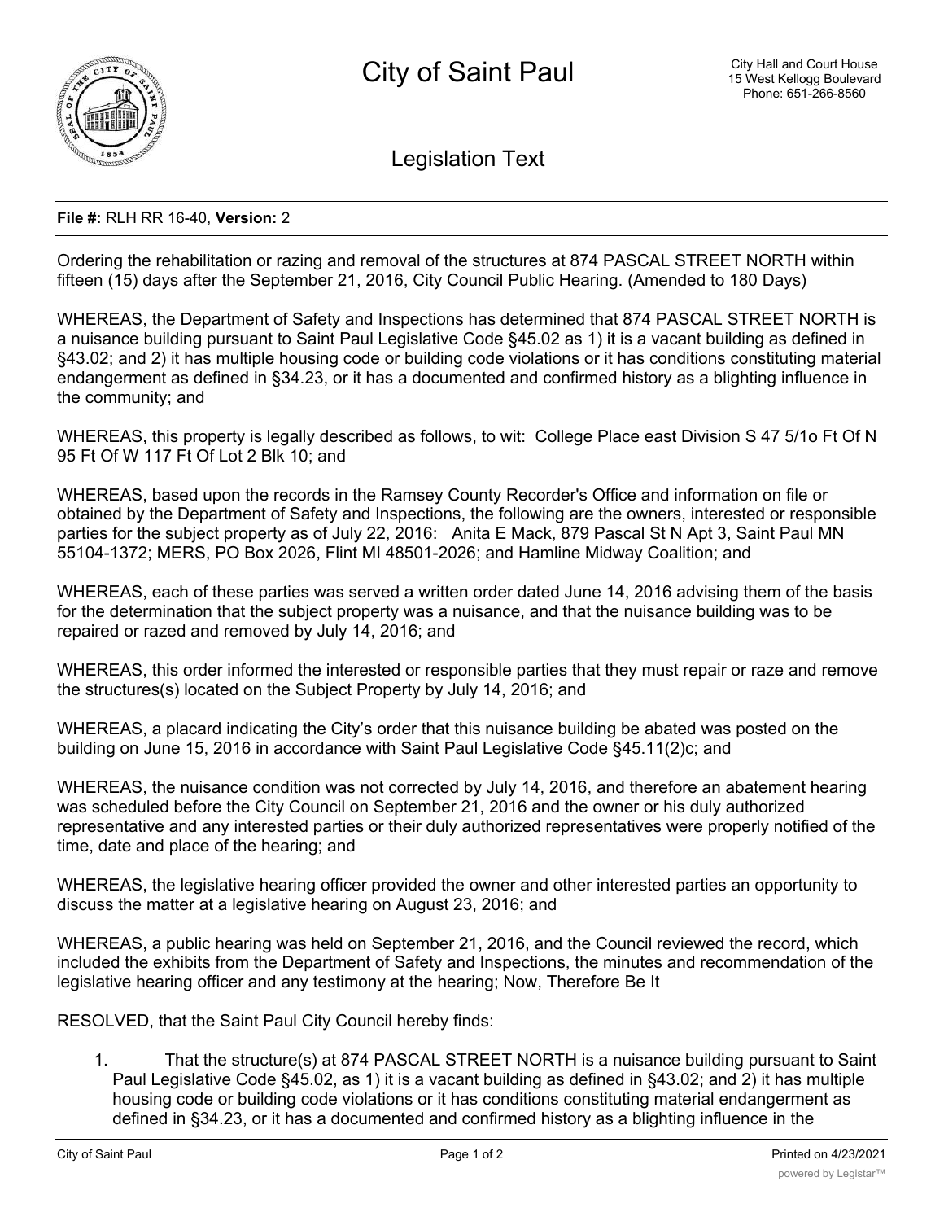# City of Saint Paul

City Hall and Court House
15 West Kellogg Boulevard
Phone: 651-266-8560

## Legislation Text

**File #:** RLH RR 16-40, **Version:** 2

Ordering the rehabilitation or razing and removal of the structures at 874 PASCAL STREET NORTH within fifteen (15) days after the September 21, 2016, City Council Public Hearing. (Amended to 180 Days)

WHEREAS, the Department of Safety and Inspections has determined that 874 PASCAL STREET NORTH is a nuisance building pursuant to Saint Paul Legislative Code §45.02 as 1) it is a vacant building as defined in §43.02; and 2) it has multiple housing code or building code violations or it has conditions constituting material endangerment as defined in §34.23, or it has a documented and confirmed history as a blighting influence in the community; and

WHEREAS, this property is legally described as follows, to wit: College Place east Division S 47 5/1o Ft Of N 95 Ft Of W 117 Ft Of Lot 2 Blk 10; and

WHEREAS, based upon the records in the Ramsey County Recorder's Office and information on file or obtained by the Department of Safety and Inspections, the following are the owners, interested or responsible parties for the subject property as of July 22, 2016: Anita E Mack, 879 Pascal St N Apt 3, Saint Paul MN 55104-1372; MERS, PO Box 2026, Flint MI 48501-2026; and Hamline Midway Coalition; and

WHEREAS, each of these parties was served a written order dated June 14, 2016 advising them of the basis for the determination that the subject property was a nuisance, and that the nuisance building was to be repaired or razed and removed by July 14, 2016; and

WHEREAS, this order informed the interested or responsible parties that they must repair or raze and remove the structures(s) located on the Subject Property by July 14, 2016; and

WHEREAS, a placard indicating the City's order that this nuisance building be abated was posted on the building on June 15, 2016 in accordance with Saint Paul Legislative Code §45.11(2)c; and

WHEREAS, the nuisance condition was not corrected by July 14, 2016, and therefore an abatement hearing was scheduled before the City Council on September 21, 2016 and the owner or his duly authorized representative and any interested parties or their duly authorized representatives were properly notified of the time, date and place of the hearing; and

WHEREAS, the legislative hearing officer provided the owner and other interested parties an opportunity to discuss the matter at a legislative hearing on August 23, 2016; and

WHEREAS, a public hearing was held on September 21, 2016, and the Council reviewed the record, which included the exhibits from the Department of Safety and Inspections, the minutes and recommendation of the legislative hearing officer and any testimony at the hearing; Now, Therefore Be It

RESOLVED, that the Saint Paul City Council hereby finds:

1. That the structure(s) at 874 PASCAL STREET NORTH is a nuisance building pursuant to Saint Paul Legislative Code §45.02, as 1) it is a vacant building as defined in §43.02; and 2) it has multiple housing code or building code violations or it has conditions constituting material endangerment as defined in §34.23, or it has a documented and confirmed history as a blighting influence in the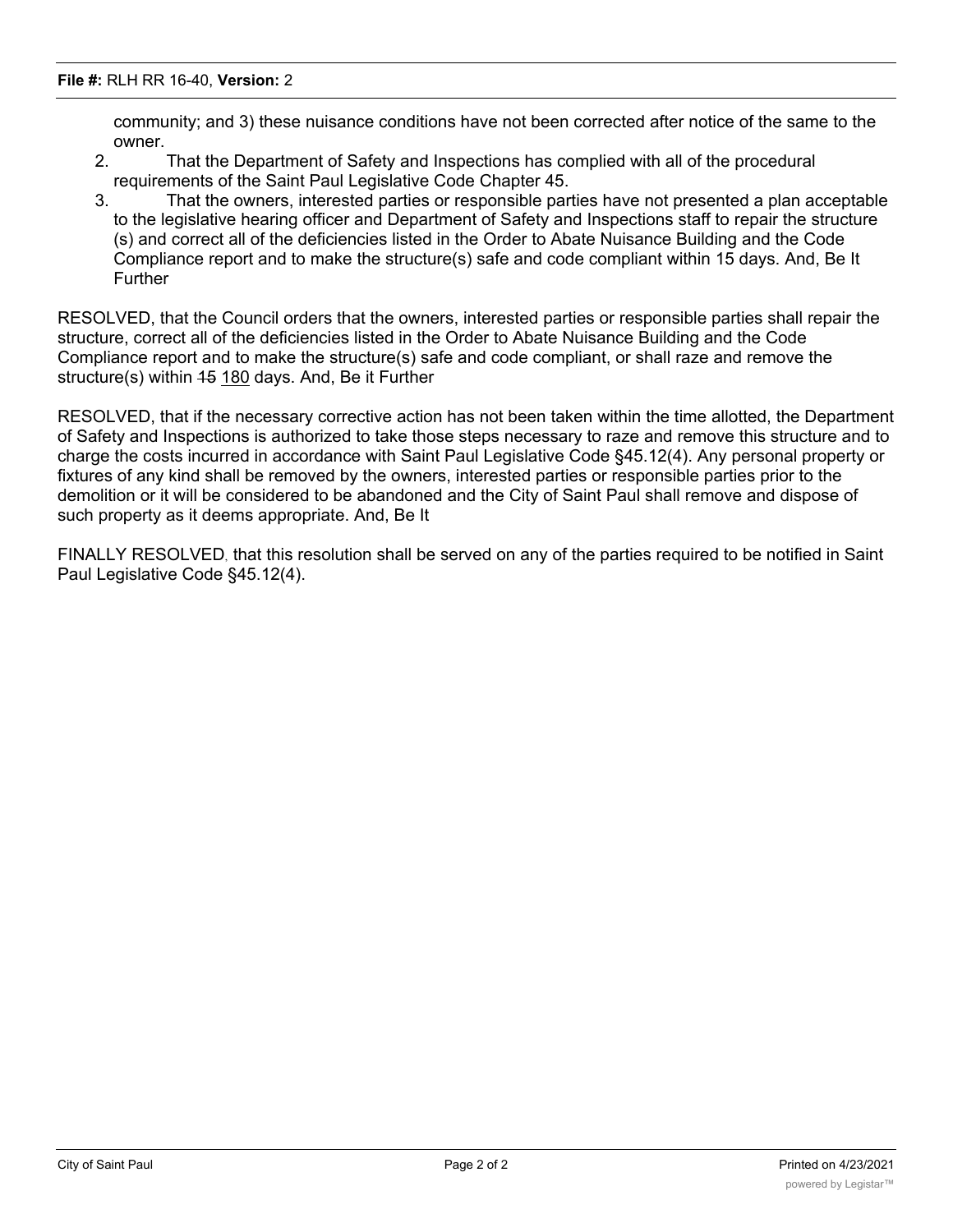community; and 3) these nuisance conditions have not been corrected after notice of the same to the owner.

2. That the Department of Safety and Inspections has complied with all of the procedural requirements of the Saint Paul Legislative Code Chapter 45.
3. That the owners, interested parties or responsible parties have not presented a plan acceptable to the legislative hearing officer and Department of Safety and Inspections staff to repair the structure (s) and correct all of the deficiencies listed in the Order to Abate Nuisance Building and the Code Compliance report and to make the structure(s) safe and code compliant within 15 days. And, Be It Further

RESOLVED, that the Council orders that the owners, interested parties or responsible parties shall repair the structure, correct all of the deficiencies listed in the Order to Abate Nuisance Building and the Code Compliance report and to make the structure(s) safe and code compliant, or shall raze and remove the structure(s) within ~~15~~ <u>180</u> days. And, Be it Further

RESOLVED, that if the necessary corrective action has not been taken within the time allotted, the Department of Safety and Inspections is authorized to take those steps necessary to raze and remove this structure and to charge the costs incurred in accordance with Saint Paul Legislative Code §45.12(4). Any personal property or fixtures of any kind shall be removed by the owners, interested parties or responsible parties prior to the demolition or it will be considered to be abandoned and the City of Saint Paul shall remove and dispose of such property as it deems appropriate. And, Be It

FINALLY RESOLVED, that this resolution shall be served on any of the parties required to be notified in Saint Paul Legislative Code §45.12(4).